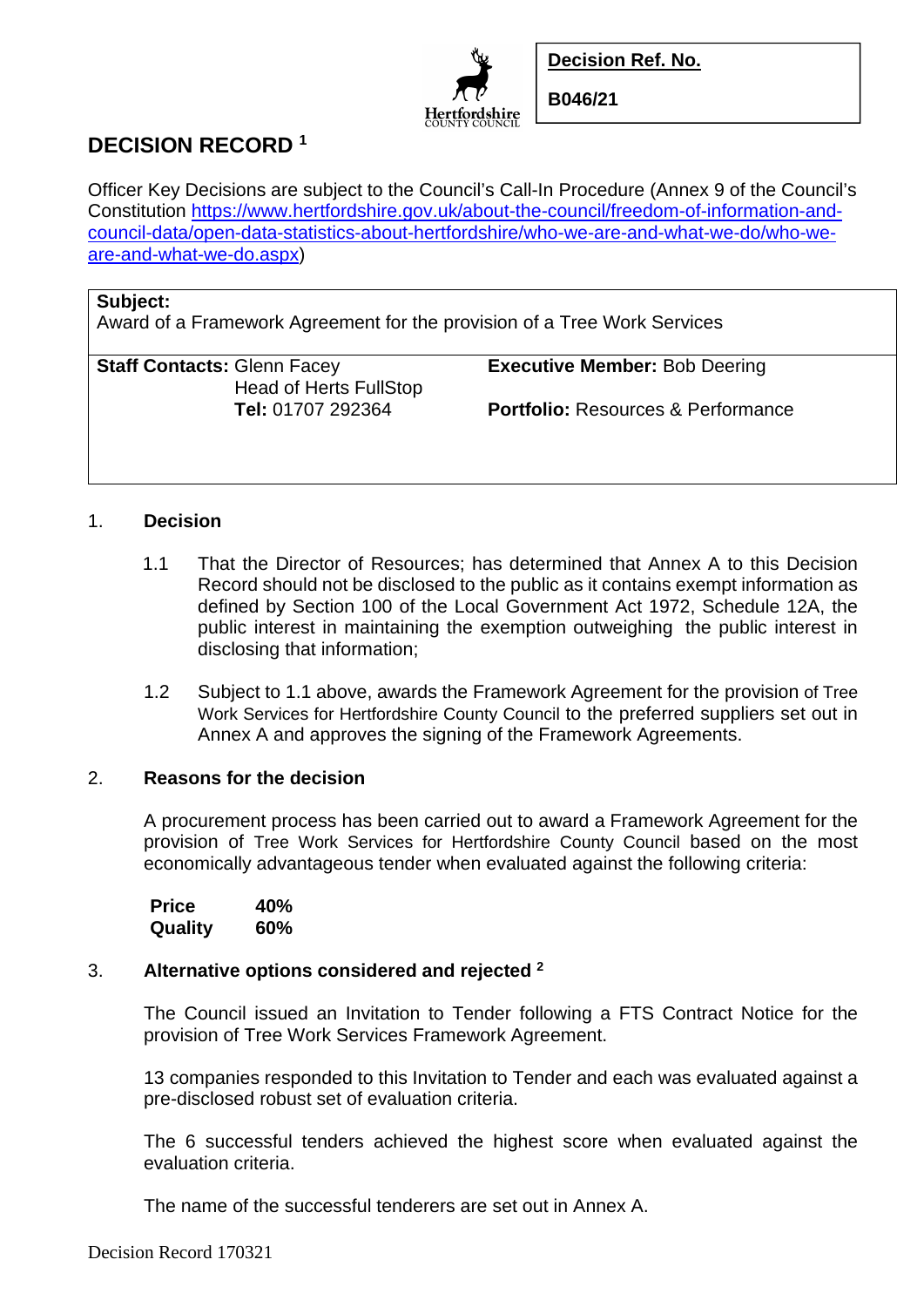**Decision Ref. No.**

**B046/21**

# DECISION RECORD [1]

Officer Key Decisions are subject to the Council's Call-In Procedure (Annex 9 of the Council's Constitution [https://www.hertfordshire.gov.uk/about-the-council/freedom-of-information-and-council-data/open-data-statistics-about-hertfordshire/who-we-are-and-what-we-do/who-we-are-and-what-we-do.aspx](https://www.hertfordshire.gov.uk/about-the-council/freedom-of-information-and-council-data/open-data-statistics-about-hertfordshire/who-we-are-and-what-we-do/who-we-are-and-what-we-do.aspx))

| **Subject:** Award of a Framework Agreement for the provision of a Tree Work Services | |
|---|---|
| **Staff Contacts:** Glenn Facey, Head of Herts FullStop, **Tel:** 01707 292364 | **Executive Member:** Bob Deering<br>**Portfolio:** Resources & Performance |

1. **Decision**

   1.1 That the Director of Resources; has determined that Annex A to this Decision Record should not be disclosed to the public as it contains exempt information as defined by Section 100 of the Local Government Act 1972, Schedule 12A, the public interest in maintaining the exemption outweighing the public interest in disclosing that information;

   1.2 Subject to 1.1 above, awards the Framework Agreement for the provision of Tree Work Services for Hertfordshire County Council to the preferred suppliers set out in Annex A and approves the signing of the Framework Agreements.

2. **Reasons for the decision**

   A procurement process has been carried out to award a Framework Agreement for the provision of Tree Work Services for Hertfordshire County Council based on the most economically advantageous tender when evaluated against the following criteria:

   | **Price** | **40%** |
   |---|---|
   | **Quality** | **60%** |

3. **Alternative options considered and rejected [2]**

   The Council issued an Invitation to Tender following a FTS Contract Notice for the provision of Tree Work Services Framework Agreement.

   13 companies responded to this Invitation to Tender and each was evaluated against a pre-disclosed robust set of evaluation criteria.

   The 6 successful tenders achieved the highest score when evaluated against the evaluation criteria.

   The name of the successful tenderers are set out in Annex A.

Decision Record 170321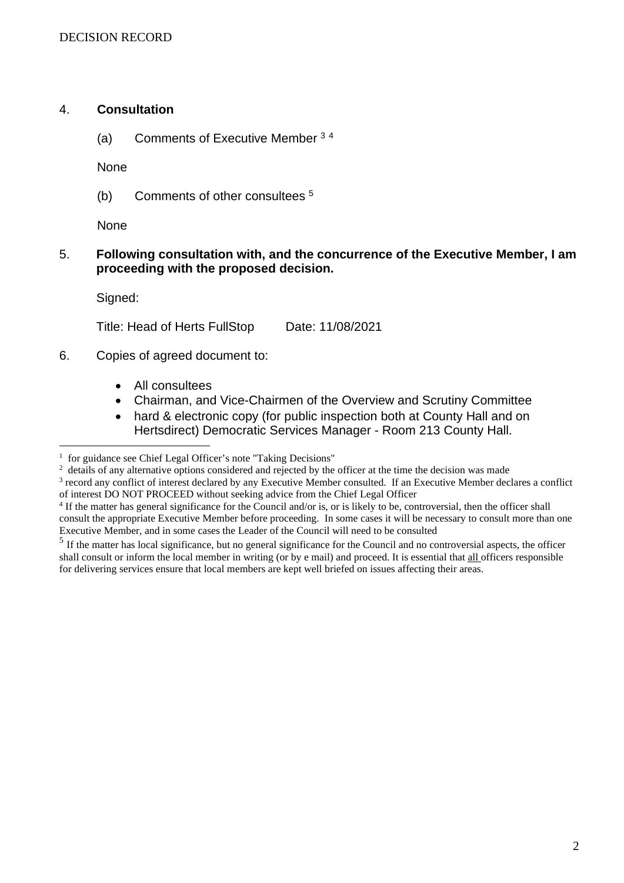4. **Consultation**

(a) Comments of Executive Member [3] [4]

None

(b) Comments of other consultees [5]

None

5. **Following consultation with, and the concurrence of the Executive Member, I am proceeding with the proposed decision.**

Signed:

Title: Head of Herts FullStop Date: 11/08/2021

6. Copies of agreed document to:

- All consultees
- Chairman, and Vice-Chairmen of the Overview and Scrutiny Committee
- hard & electronic copy (for public inspection both at County Hall and on Hertsdirect) Democratic Services Manager - Room 213 County Hall.

---

[1] for guidance see Chief Legal Officer's note "Taking Decisions"

[2] details of any alternative options considered and rejected by the officer at the time the decision was made

[3] record any conflict of interest declared by any Executive Member consulted. If an Executive Member declares a conflict of interest DO NOT PROCEED without seeking advice from the Chief Legal Officer

[4] If the matter has general significance for the Council and/or is, or is likely to be, controversial, then the officer shall consult the appropriate Executive Member before proceeding. In some cases it will be necessary to consult more than one Executive Member, and in some cases the Leader of the Council will need to be consulted

[5] If the matter has local significance, but no general significance for the Council and no controversial aspects, the officer shall consult or inform the local member in writing (or by e mail) and proceed. It is essential that <u>all</u> officers responsible for delivering services ensure that local members are kept well briefed on issues affecting their areas.